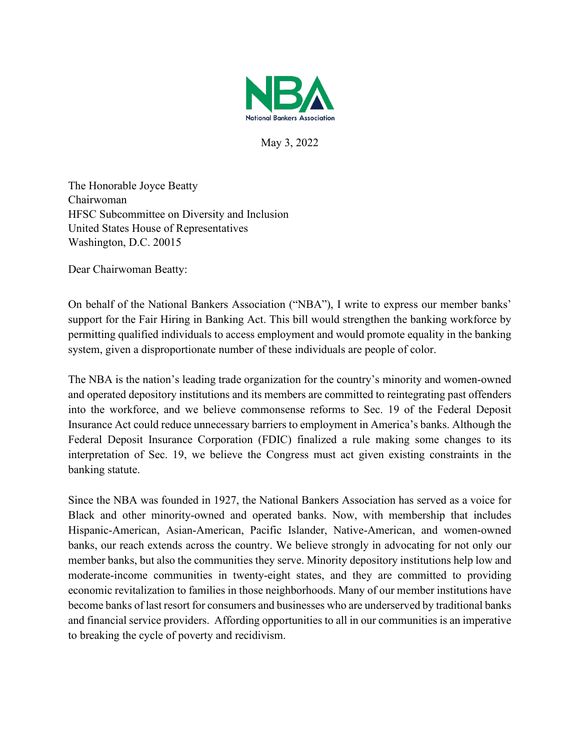NBA
National Bankers Association

May 3, 2022

The Honorable Joyce Beatty
Chairwoman
HFSC Subcommittee on Diversity and Inclusion
United States House of Representatives
Washington, D.C. 20015

Dear Chairwoman Beatty:

On behalf of the National Bankers Association ("NBA"), I write to express our member banks' support for the Fair Hiring in Banking Act. This bill would strengthen the banking workforce by permitting qualified individuals to access employment and would promote equality in the banking system, given a disproportionate number of these individuals are people of color.

The NBA is the nation's leading trade organization for the country's minority and women-owned and operated depository institutions and its members are committed to reintegrating past offenders into the workforce, and we believe commonsense reforms to Sec. 19 of the Federal Deposit Insurance Act could reduce unnecessary barriers to employment in America's banks. Although the Federal Deposit Insurance Corporation (FDIC) finalized a rule making some changes to its interpretation of Sec. 19, we believe the Congress must act given existing constraints in the banking statute.

Since the NBA was founded in 1927, the National Bankers Association has served as a voice for Black and other minority-owned and operated banks. Now, with membership that includes Hispanic-American, Asian-American, Pacific Islander, Native-American, and women-owned banks, our reach extends across the country. We believe strongly in advocating for not only our member banks, but also the communities they serve. Minority depository institutions help low and moderate-income communities in twenty-eight states, and they are committed to providing economic revitalization to families in those neighborhoods. Many of our member institutions have become banks of last resort for consumers and businesses who are underserved by traditional banks and financial service providers. Affording opportunities to all in our communities is an imperative to breaking the cycle of poverty and recidivism.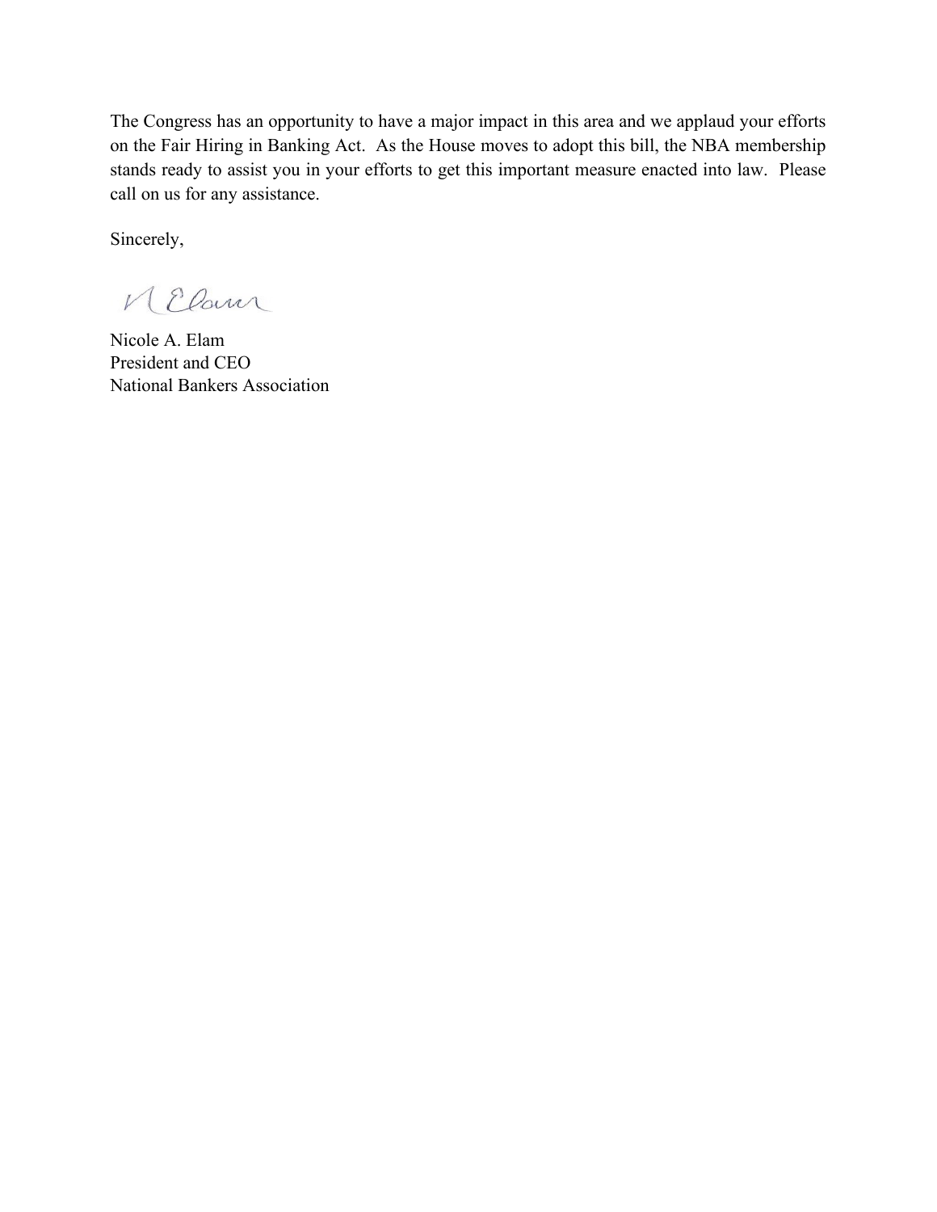The Congress has an opportunity to have a major impact in this area and we applaud your efforts on the Fair Hiring in Banking Act. As the House moves to adopt this bill, the NBA membership stands ready to assist you in your efforts to get this important measure enacted into law. Please call on us for any assistance.

Sincerely,

Nicole A. Elam
President and CEO
National Bankers Association